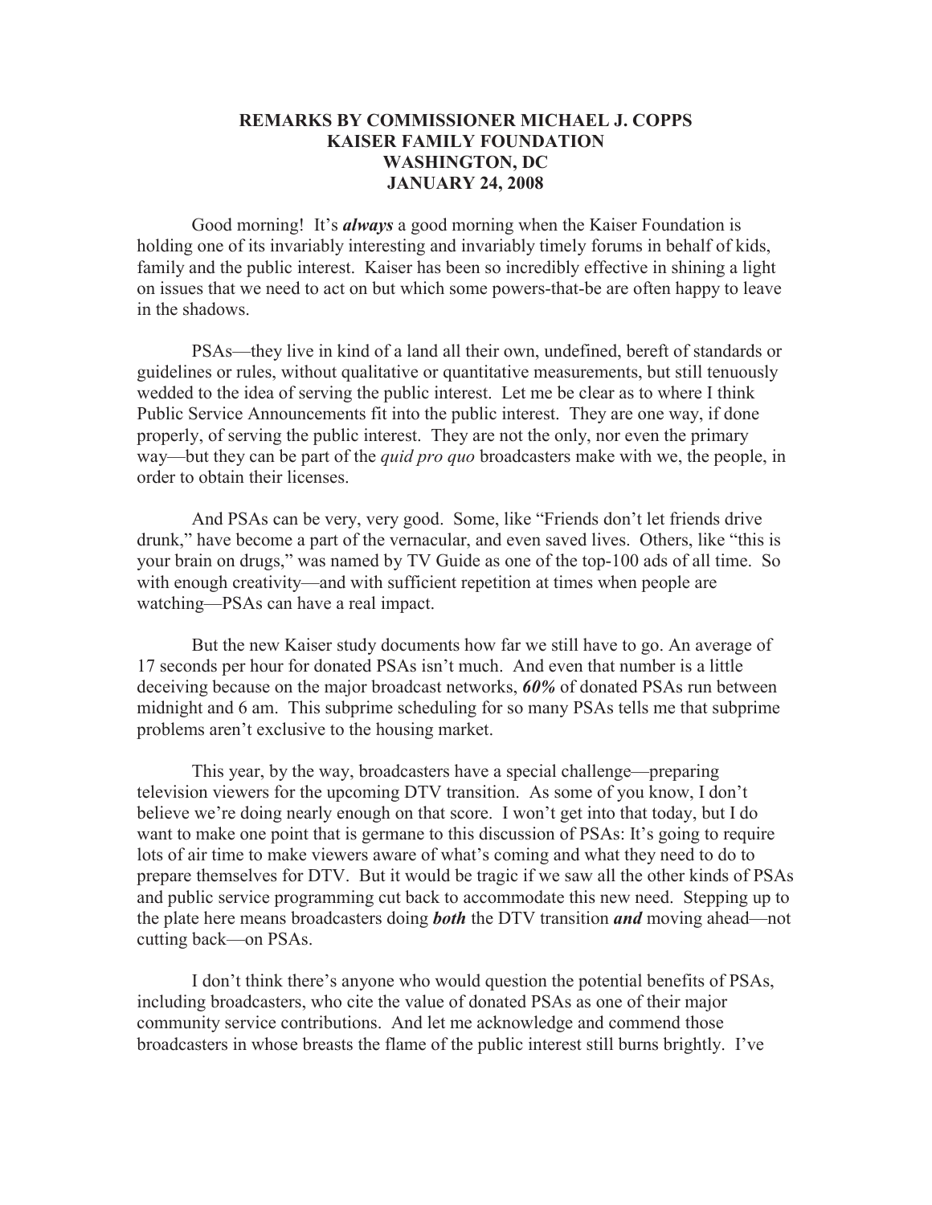**REMARKS BY COMMISSIONER MICHAEL J. COPPS**
**KAISER FAMILY FOUNDATION**
**WASHINGTON, DC**
**JANUARY 24, 2008**

Good morning! It's ***always*** a good morning when the Kaiser Foundation is holding one of its invariably interesting and invariably timely forums in behalf of kids, family and the public interest. Kaiser has been so incredibly effective in shining a light on issues that we need to act on but which some powers-that-be are often happy to leave in the shadows.

PSAs—they live in kind of a land all their own, undefined, bereft of standards or guidelines or rules, without qualitative or quantitative measurements, but still tenuously wedded to the idea of serving the public interest. Let me be clear as to where I think Public Service Announcements fit into the public interest. They are one way, if done properly, of serving the public interest. They are not the only, nor even the primary way—but they can be part of the *quid pro quo* broadcasters make with we, the people, in order to obtain their licenses.

And PSAs can be very, very good. Some, like "Friends don't let friends drive drunk," have become a part of the vernacular, and even saved lives. Others, like "this is your brain on drugs," was named by TV Guide as one of the top-100 ads of all time. So with enough creativity—and with sufficient repetition at times when people are watching—PSAs can have a real impact.

But the new Kaiser study documents how far we still have to go. An average of 17 seconds per hour for donated PSAs isn't much. And even that number is a little deceiving because on the major broadcast networks, ***60%*** of donated PSAs run between midnight and 6 am. This subprime scheduling for so many PSAs tells me that subprime problems aren't exclusive to the housing market.

This year, by the way, broadcasters have a special challenge—preparing television viewers for the upcoming DTV transition. As some of you know, I don't believe we're doing nearly enough on that score. I won't get into that today, but I do want to make one point that is germane to this discussion of PSAs: It's going to require lots of air time to make viewers aware of what's coming and what they need to do to prepare themselves for DTV. But it would be tragic if we saw all the other kinds of PSAs and public service programming cut back to accommodate this new need. Stepping up to the plate here means broadcasters doing ***both*** the DTV transition ***and*** moving ahead—not cutting back—on PSAs.

I don't think there's anyone who would question the potential benefits of PSAs, including broadcasters, who cite the value of donated PSAs as one of their major community service contributions. And let me acknowledge and commend those broadcasters in whose breasts the flame of the public interest still burns brightly. I've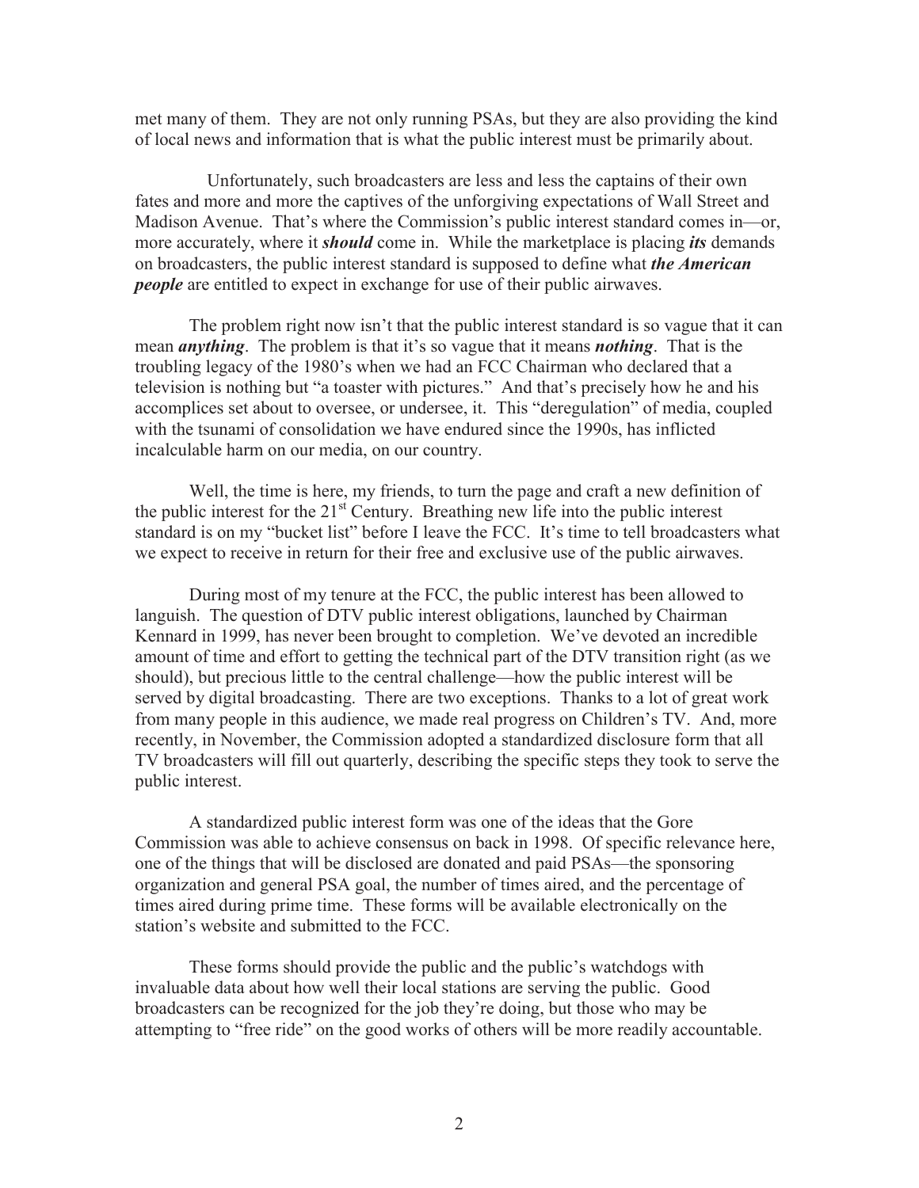met many of them. They are not only running PSAs, but they are also providing the kind of local news and information that is what the public interest must be primarily about.

Unfortunately, such broadcasters are less and less the captains of their own fates and more and more the captives of the unforgiving expectations of Wall Street and Madison Avenue. That's where the Commission's public interest standard comes in—or, more accurately, where it ***should*** come in. While the marketplace is placing ***its*** demands on broadcasters, the public interest standard is supposed to define what ***the American people*** are entitled to expect in exchange for use of their public airwaves.

The problem right now isn't that the public interest standard is so vague that it can mean ***anything***. The problem is that it's so vague that it means ***nothing***. That is the troubling legacy of the 1980's when we had an FCC Chairman who declared that a television is nothing but "a toaster with pictures." And that's precisely how he and his accomplices set about to oversee, or undersee, it. This "deregulation" of media, coupled with the tsunami of consolidation we have endured since the 1990s, has inflicted incalculable harm on our media, on our country.

Well, the time is here, my friends, to turn the page and craft a new definition of the public interest for the 21st Century. Breathing new life into the public interest standard is on my "bucket list" before I leave the FCC. It's time to tell broadcasters what we expect to receive in return for their free and exclusive use of the public airwaves.

During most of my tenure at the FCC, the public interest has been allowed to languish. The question of DTV public interest obligations, launched by Chairman Kennard in 1999, has never been brought to completion. We've devoted an incredible amount of time and effort to getting the technical part of the DTV transition right (as we should), but precious little to the central challenge—how the public interest will be served by digital broadcasting. There are two exceptions. Thanks to a lot of great work from many people in this audience, we made real progress on Children's TV. And, more recently, in November, the Commission adopted a standardized disclosure form that all TV broadcasters will fill out quarterly, describing the specific steps they took to serve the public interest.

A standardized public interest form was one of the ideas that the Gore Commission was able to achieve consensus on back in 1998. Of specific relevance here, one of the things that will be disclosed are donated and paid PSAs—the sponsoring organization and general PSA goal, the number of times aired, and the percentage of times aired during prime time. These forms will be available electronically on the station's website and submitted to the FCC.

These forms should provide the public and the public's watchdogs with invaluable data about how well their local stations are serving the public. Good broadcasters can be recognized for the job they're doing, but those who may be attempting to "free ride" on the good works of others will be more readily accountable.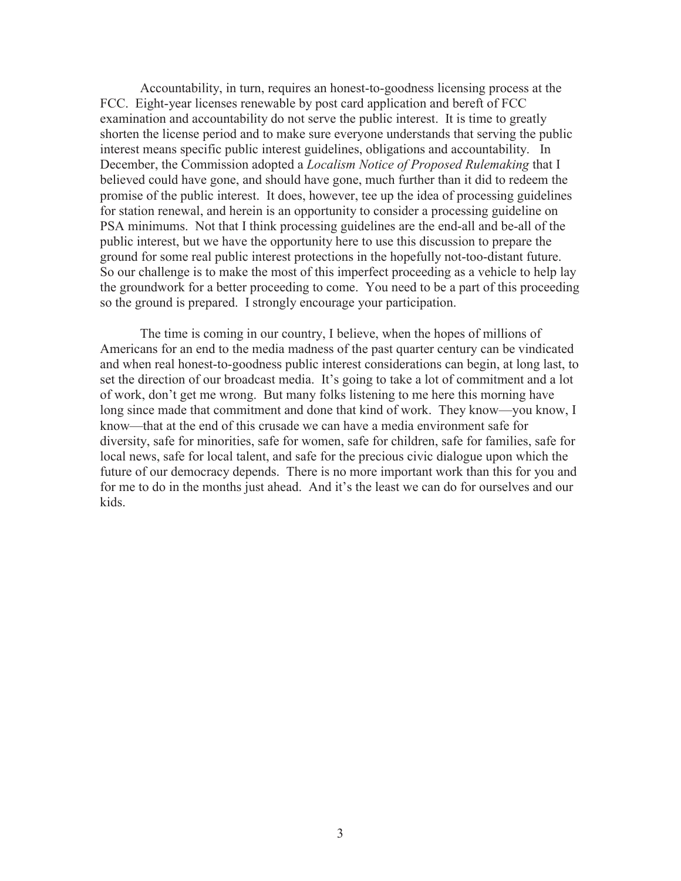Accountability, in turn, requires an honest-to-goodness licensing process at the FCC. Eight-year licenses renewable by post card application and bereft of FCC examination and accountability do not serve the public interest. It is time to greatly shorten the license period and to make sure everyone understands that serving the public interest means specific public interest guidelines, obligations and accountability. In December, the Commission adopted a *Localism Notice of Proposed Rulemaking* that I believed could have gone, and should have gone, much further than it did to redeem the promise of the public interest. It does, however, tee up the idea of processing guidelines for station renewal, and herein is an opportunity to consider a processing guideline on PSA minimums. Not that I think processing guidelines are the end-all and be-all of the public interest, but we have the opportunity here to use this discussion to prepare the ground for some real public interest protections in the hopefully not-too-distant future. So our challenge is to make the most of this imperfect proceeding as a vehicle to help lay the groundwork for a better proceeding to come. You need to be a part of this proceeding so the ground is prepared. I strongly encourage your participation.

The time is coming in our country, I believe, when the hopes of millions of Americans for an end to the media madness of the past quarter century can be vindicated and when real honest-to-goodness public interest considerations can begin, at long last, to set the direction of our broadcast media. It's going to take a lot of commitment and a lot of work, don't get me wrong. But many folks listening to me here this morning have long since made that commitment and done that kind of work. They know—you know, I know—that at the end of this crusade we can have a media environment safe for diversity, safe for minorities, safe for women, safe for children, safe for families, safe for local news, safe for local talent, and safe for the precious civic dialogue upon which the future of our democracy depends. There is no more important work than this for you and for me to do in the months just ahead. And it's the least we can do for ourselves and our kids.